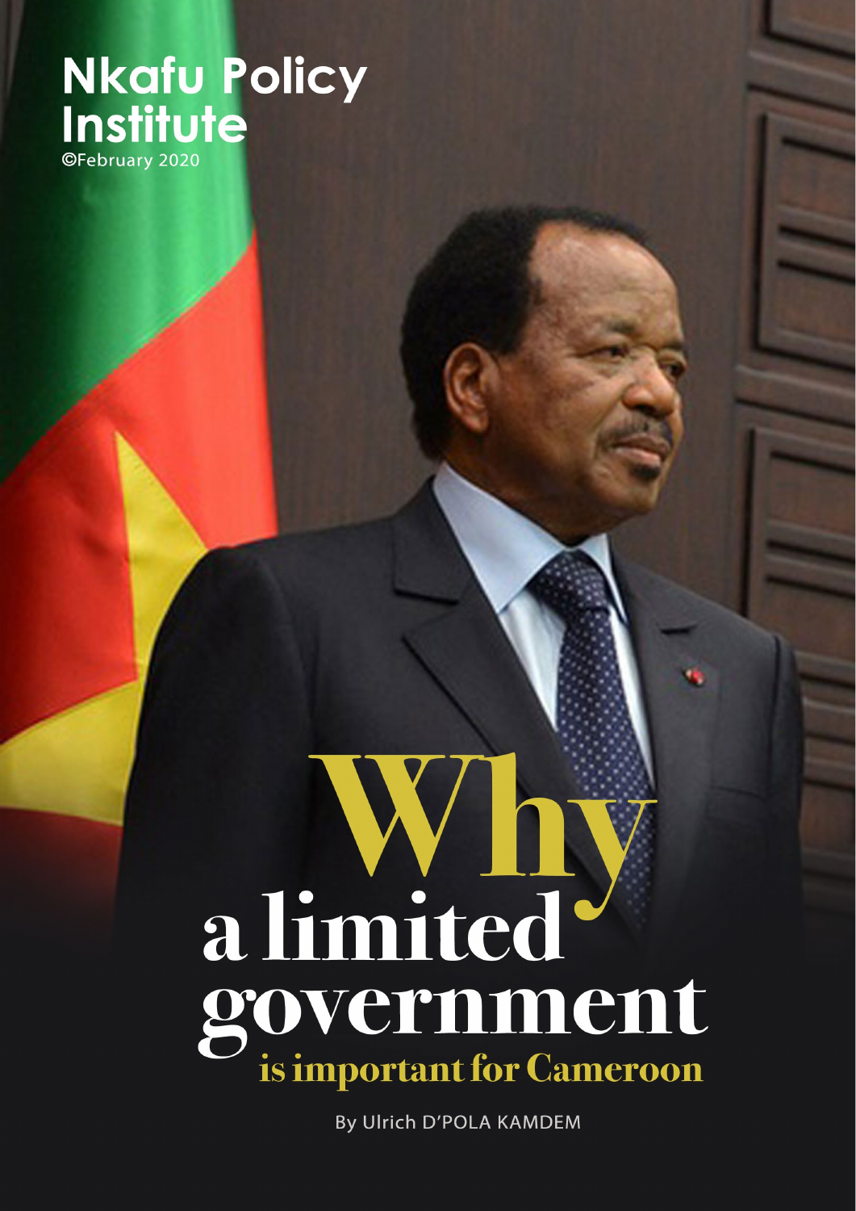**Nkafu Policy Institute**
©February 2020

# Why a limited government is important for Cameroon

By Ulrich D'POLA KAMDEM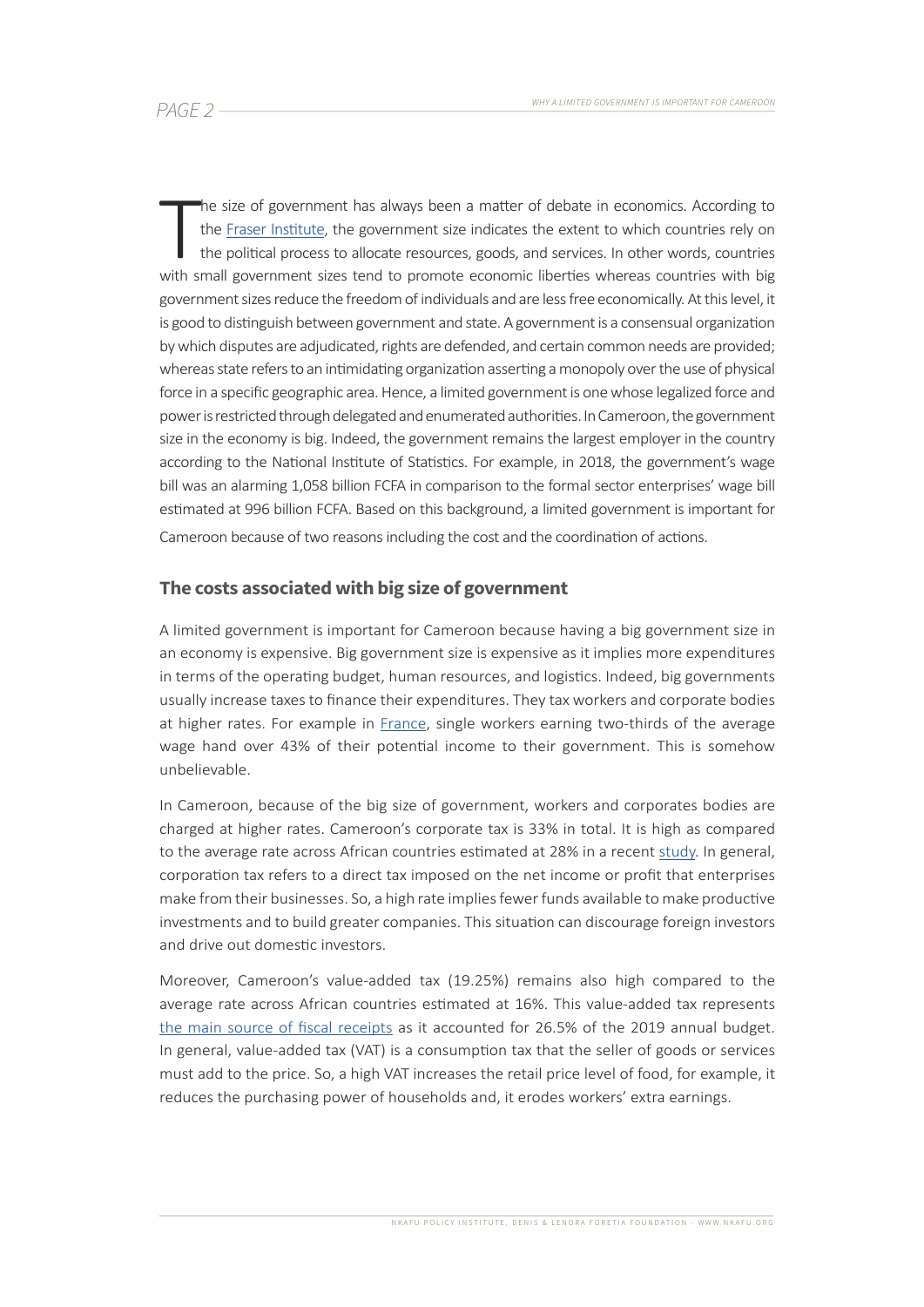The size of government has always been a matter of debate in economics. According to the Fraser Institute, the government size indicates the extent to which countries rely on the political process to allocate resources, goods, and services. In other words, countries with small government sizes tend to promote economic liberties whereas countries with big government sizes reduce the freedom of individuals and are less free economically. At this level, it is good to distinguish between government and state. A government is a consensual organization by which disputes are adjudicated, rights are defended, and certain common needs are provided; whereas state refers to an intimidating organization asserting a monopoly over the use of physical force in a specific geographic area. Hence, a limited government is one whose legalized force and power is restricted through delegated and enumerated authorities. In Cameroon, the government size in the economy is big. Indeed, the government remains the largest employer in the country according to the National Institute of Statistics. For example, in 2018, the government's wage bill was an alarming 1,058 billion FCFA in comparison to the formal sector enterprises' wage bill estimated at 996 billion FCFA. Based on this background, a limited government is important for Cameroon because of two reasons including the cost and the coordination of actions.

## The costs associated with big size of government

A limited government is important for Cameroon because having a big government size in an economy is expensive. Big government size is expensive as it implies more expenditures in terms of the operating budget, human resources, and logistics. Indeed, big governments usually increase taxes to finance their expenditures. They tax workers and corporate bodies at higher rates. For example in France, single workers earning two-thirds of the average wage hand over 43% of their potential income to their government. This is somehow unbelievable.

In Cameroon, because of the big size of government, workers and corporates bodies are charged at higher rates. Cameroon's corporate tax is 33% in total. It is high as compared to the average rate across African countries estimated at 28% in a recent study. In general, corporation tax refers to a direct tax imposed on the net income or profit that enterprises make from their businesses. So, a high rate implies fewer funds available to make productive investments and to build greater companies. This situation can discourage foreign investors and drive out domestic investors.

Moreover, Cameroon's value-added tax (19.25%) remains also high compared to the average rate across African countries estimated at 16%. This value-added tax represents the main source of fiscal receipts as it accounted for 26.5% of the 2019 annual budget. In general, value-added tax (VAT) is a consumption tax that the seller of goods or services must add to the price. So, a high VAT increases the retail price level of food, for example, it reduces the purchasing power of households and, it erodes workers' extra earnings.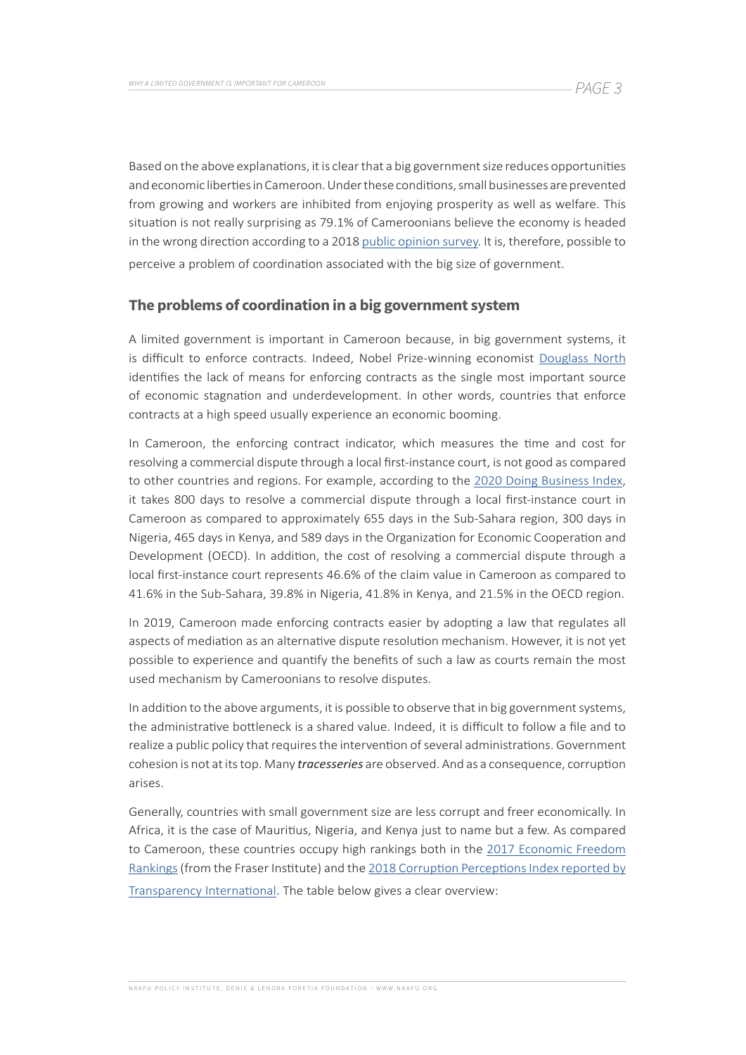Based on the above explanations, it is clear that a big government size reduces opportunities and economic liberties in Cameroon. Under these conditions, small businesses are prevented from growing and workers are inhibited from enjoying prosperity as well as welfare. This situation is not really surprising as 79.1% of Cameroonians believe the economy is headed in the wrong direction according to a 2018 public opinion survey. It is, therefore, possible to perceive a problem of coordination associated with the big size of government.

## The problems of coordination in a big government system

A limited government is important in Cameroon because, in big government systems, it is difficult to enforce contracts. Indeed, Nobel Prize-winning economist Douglass North identifies the lack of means for enforcing contracts as the single most important source of economic stagnation and underdevelopment. In other words, countries that enforce contracts at a high speed usually experience an economic booming.

In Cameroon, the enforcing contract indicator, which measures the time and cost for resolving a commercial dispute through a local first-instance court, is not good as compared to other countries and regions. For example, according to the 2020 Doing Business Index, it takes 800 days to resolve a commercial dispute through a local first-instance court in Cameroon as compared to approximately 655 days in the Sub-Sahara region, 300 days in Nigeria, 465 days in Kenya, and 589 days in the Organization for Economic Cooperation and Development (OECD). In addition, the cost of resolving a commercial dispute through a local first-instance court represents 46.6% of the claim value in Cameroon as compared to 41.6% in the Sub-Sahara, 39.8% in Nigeria, 41.8% in Kenya, and 21.5% in the OECD region.

In 2019, Cameroon made enforcing contracts easier by adopting a law that regulates all aspects of mediation as an alternative dispute resolution mechanism. However, it is not yet possible to experience and quantify the benefits of such a law as courts remain the most used mechanism by Cameroonians to resolve disputes.

In addition to the above arguments, it is possible to observe that in big government systems, the administrative bottleneck is a shared value. Indeed, it is difficult to follow a file and to realize a public policy that requires the intervention of several administrations. Government cohesion is not at its top. Many ***tracesseries*** are observed. And as a consequence, corruption arises.

Generally, countries with small government size are less corrupt and freer economically. In Africa, it is the case of Mauritius, Nigeria, and Kenya just to name but a few. As compared to Cameroon, these countries occupy high rankings both in the 2017 Economic Freedom Rankings (from the Fraser Institute) and the 2018 Corruption Perceptions Index reported by Transparency International. The table below gives a clear overview: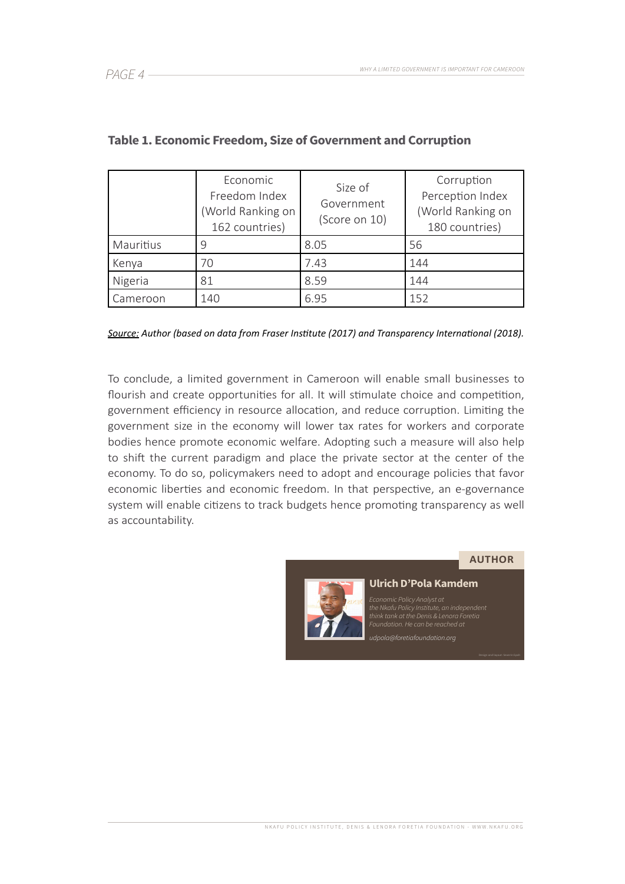**Table 1. Economic Freedom, Size of Government and Corruption**

| | Economic Freedom Index (World Ranking on 162 countries) | Size of Government (Score on 10) | Corruption Perception Index (World Ranking on 180 countries) |
|---|---|---|---|
| Mauritius | 9 | 8.05 | 56 |
| Kenya | 70 | 7.43 | 144 |
| Nigeria | 81 | 8.59 | 144 |
| Cameroon | 140 | 6.95 | 152 |

*Source: Author (based on data from Fraser Institute (2017) and Transparency International (2018).*

To conclude, a limited government in Cameroon will enable small businesses to flourish and create opportunities for all. It will stimulate choice and competition, government efficiency in resource allocation, and reduce corruption. Limiting the government size in the economy will lower tax rates for workers and corporate bodies hence promote economic welfare. Adopting such a measure will also help to shift the current paradigm and place the private sector at the center of the economy. To do so, policymakers need to adopt and encourage policies that favor economic liberties and economic freedom. In that perspective, an e-governance system will enable citizens to track budgets hence promoting transparency as well as accountability.

**AUTHOR**

**Ulrich D'Pola Kamdem**

*Economic Policy Analyst at the Nkafu Policy Institute, an independent think tank at the Denis & Lenora Foretia Foundation. He can be reached at*

*udpola@foretiafoundation.org*